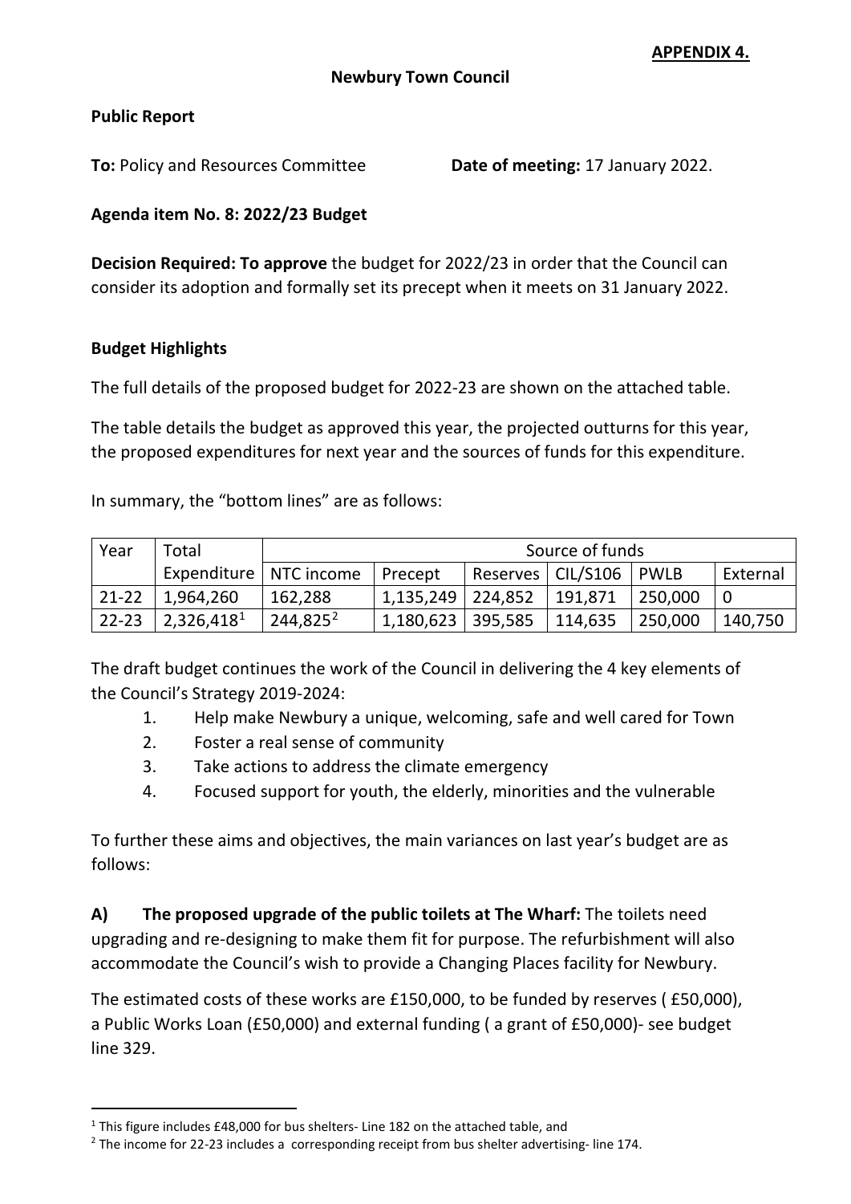**APPENDIX 4.**

**Newbury Town Council**

**Public Report**

**To:** Policy and Resources Committee **Date of meeting:** 17 January 2022.

**Agenda item No. 8: 2022/23 Budget**

**Decision Required: To approve** the budget for 2022/23 in order that the Council can consider its adoption and formally set its precept when it meets on 31 January 2022.

**Budget Highlights**

The full details of the proposed budget for 2022-23 are shown on the attached table.

The table details the budget as approved this year, the projected outturns for this year, the proposed expenditures for next year and the sources of funds for this expenditure.

In summary, the "bottom lines" are as follows:

| Year | Total | Source of funds | | | | | |
|---|---|---|---|---|---|---|---|
| | Expenditure | NTC income | Precept | Reserves | CIL/S106 | PWLB | External |
| 21-22 | 1,964,260 | 162,288 | 1,135,249 | 224,852 | 191,871 | 250,000 | 0 |
| 22-23 | 2,326,418[1] | 244,825[2] | 1,180,623 | 395,585 | 114,635 | 250,000 | 140,750 |

The draft budget continues the work of the Council in delivering the 4 key elements of the Council's Strategy 2019-2024:

1. Help make Newbury a unique, welcoming, safe and well cared for Town
2. Foster a real sense of community
3. Take actions to address the climate emergency
4. Focused support for youth, the elderly, minorities and the vulnerable

To further these aims and objectives, the main variances on last year's budget are as follows:

**A) The proposed upgrade of the public toilets at The Wharf:** The toilets need upgrading and re-designing to make them fit for purpose. The refurbishment will also accommodate the Council's wish to provide a Changing Places facility for Newbury.

The estimated costs of these works are £150,000, to be funded by reserves ( £50,000), a Public Works Loan (£50,000) and external funding ( a grant of £50,000)- see budget line 329.

[1] This figure includes £48,000 for bus shelters- Line 182 on the attached table, and

[2] The income for 22-23 includes a corresponding receipt from bus shelter advertising- line 174.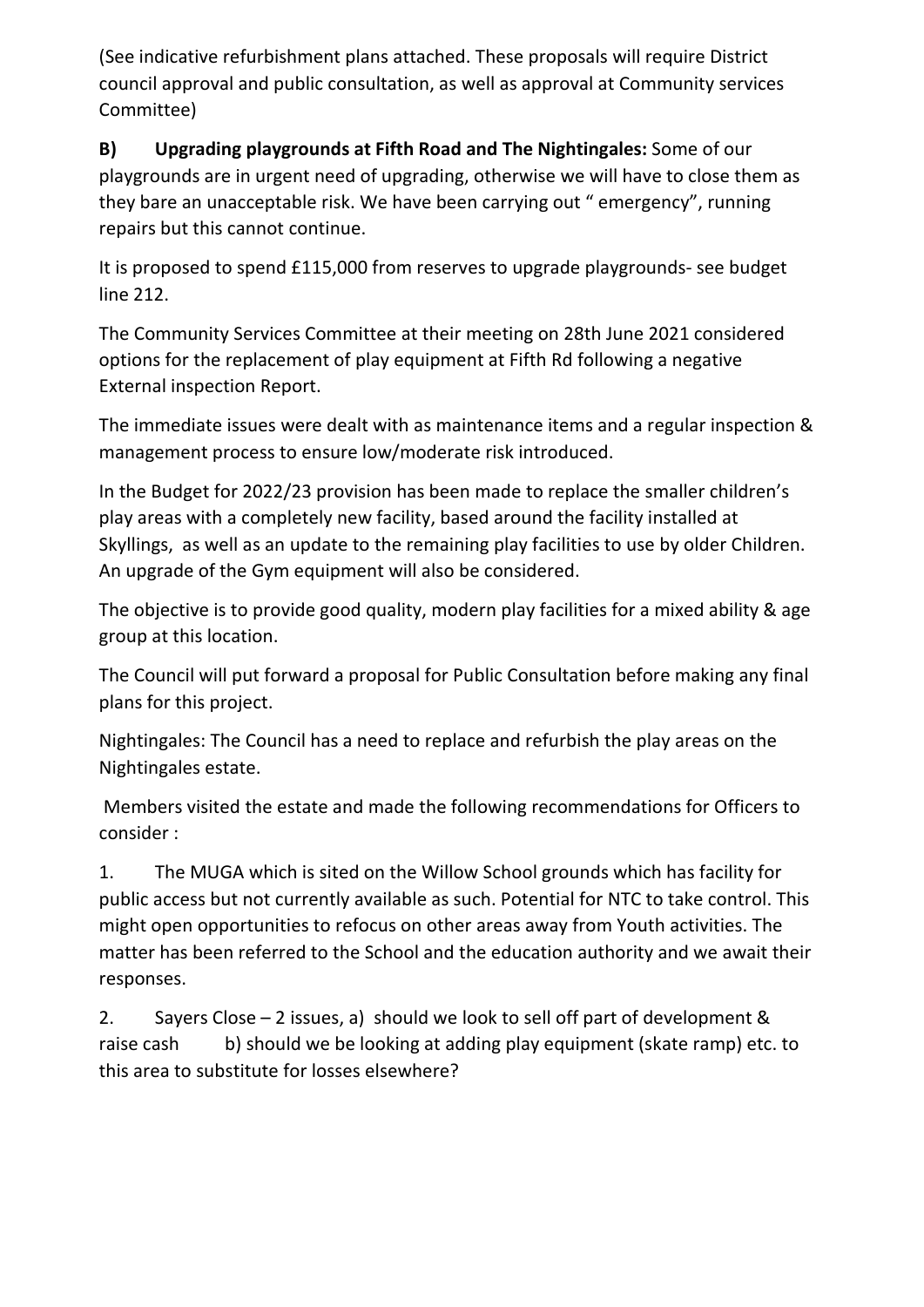(See indicative refurbishment plans attached. These proposals will require District council approval and public consultation, as well as approval at Community services Committee)

**B) Upgrading playgrounds at Fifth Road and The Nightingales:** Some of our playgrounds are in urgent need of upgrading, otherwise we will have to close them as they bare an unacceptable risk. We have been carrying out " emergency", running repairs but this cannot continue.

It is proposed to spend £115,000 from reserves to upgrade playgrounds- see budget line 212.

The Community Services Committee at their meeting on 28th June 2021 considered options for the replacement of play equipment at Fifth Rd following a negative External inspection Report.

The immediate issues were dealt with as maintenance items and a regular inspection & management process to ensure low/moderate risk introduced.

In the Budget for 2022/23 provision has been made to replace the smaller children's play areas with a completely new facility, based around the facility installed at Skyllings, as well as an update to the remaining play facilities to use by older Children. An upgrade of the Gym equipment will also be considered.

The objective is to provide good quality, modern play facilities for a mixed ability & age group at this location.

The Council will put forward a proposal for Public Consultation before making any final plans for this project.

Nightingales: The Council has a need to replace and refurbish the play areas on the Nightingales estate.

Members visited the estate and made the following recommendations for Officers to consider :

1. The MUGA which is sited on the Willow School grounds which has facility for public access but not currently available as such. Potential for NTC to take control. This might open opportunities to refocus on other areas away from Youth activities. The matter has been referred to the School and the education authority and we await their responses.

2. Sayers Close – 2 issues, a) should we look to sell off part of development & raise cash b) should we be looking at adding play equipment (skate ramp) etc. to this area to substitute for losses elsewhere?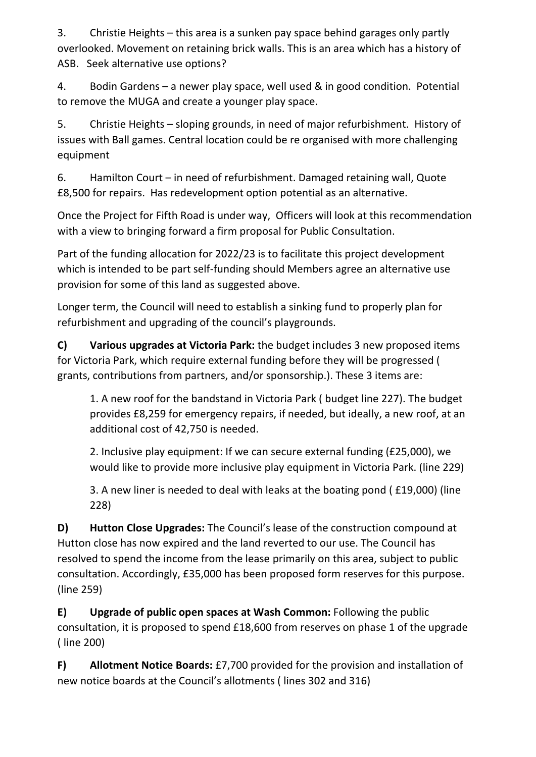3. Christie Heights – this area is a sunken pay space behind garages only partly overlooked. Movement on retaining brick walls. This is an area which has a history of ASB. Seek alternative use options?

4. Bodin Gardens – a newer play space, well used & in good condition. Potential to remove the MUGA and create a younger play space.

5. Christie Heights – sloping grounds, in need of major refurbishment. History of issues with Ball games. Central location could be re organised with more challenging equipment

6. Hamilton Court – in need of refurbishment. Damaged retaining wall, Quote £8,500 for repairs. Has redevelopment option potential as an alternative.

Once the Project for Fifth Road is under way, Officers will look at this recommendation with a view to bringing forward a firm proposal for Public Consultation.

Part of the funding allocation for 2022/23 is to facilitate this project development which is intended to be part self-funding should Members agree an alternative use provision for some of this land as suggested above.

Longer term, the Council will need to establish a sinking fund to properly plan for refurbishment and upgrading of the council's playgrounds.

**C) Various upgrades at Victoria Park:** the budget includes 3 new proposed items for Victoria Park, which require external funding before they will be progressed ( grants, contributions from partners, and/or sponsorship.). These 3 items are:

1. A new roof for the bandstand in Victoria Park ( budget line 227). The budget provides £8,259 for emergency repairs, if needed, but ideally, a new roof, at an additional cost of 42,750 is needed.

2. Inclusive play equipment: If we can secure external funding (£25,000), we would like to provide more inclusive play equipment in Victoria Park. (line 229)

3. A new liner is needed to deal with leaks at the boating pond ( £19,000) (line 228)

**D) Hutton Close Upgrades:** The Council's lease of the construction compound at Hutton close has now expired and the land reverted to our use. The Council has resolved to spend the income from the lease primarily on this area, subject to public consultation. Accordingly, £35,000 has been proposed form reserves for this purpose. (line 259)

**E) Upgrade of public open spaces at Wash Common:** Following the public consultation, it is proposed to spend £18,600 from reserves on phase 1 of the upgrade ( line 200)

**F) Allotment Notice Boards:** £7,700 provided for the provision and installation of new notice boards at the Council's allotments ( lines 302 and 316)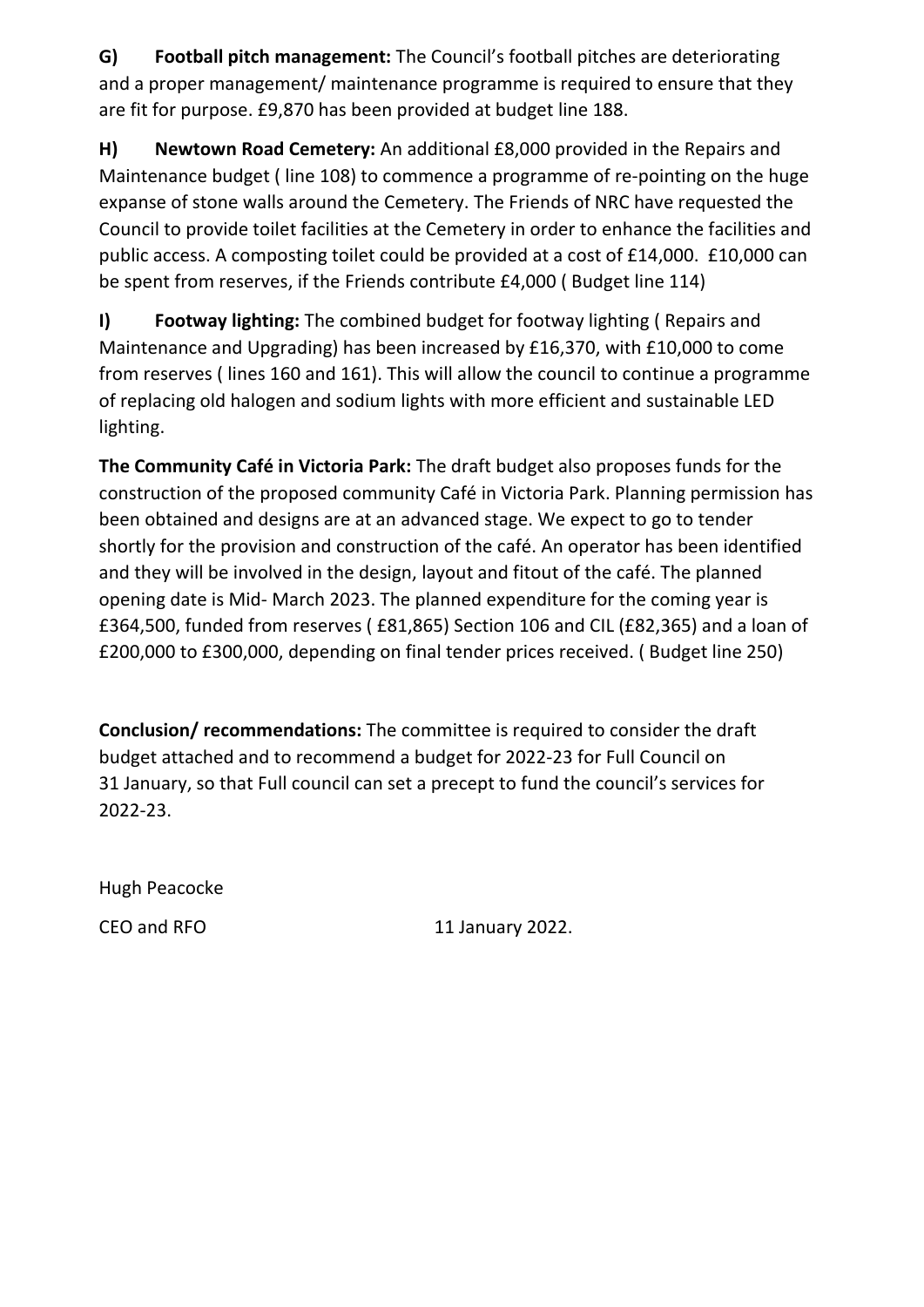**G) Football pitch management:** The Council's football pitches are deteriorating and a proper management/ maintenance programme is required to ensure that they are fit for purpose. £9,870 has been provided at budget line 188.

**H) Newtown Road Cemetery:** An additional £8,000 provided in the Repairs and Maintenance budget ( line 108) to commence a programme of re-pointing on the huge expanse of stone walls around the Cemetery. The Friends of NRC have requested the Council to provide toilet facilities at the Cemetery in order to enhance the facilities and public access. A composting toilet could be provided at a cost of £14,000. £10,000 can be spent from reserves, if the Friends contribute £4,000 ( Budget line 114)

**I) Footway lighting:** The combined budget for footway lighting ( Repairs and Maintenance and Upgrading) has been increased by £16,370, with £10,000 to come from reserves ( lines 160 and 161). This will allow the council to continue a programme of replacing old halogen and sodium lights with more efficient and sustainable LED lighting.

**The Community Café in Victoria Park:** The draft budget also proposes funds for the construction of the proposed community Café in Victoria Park. Planning permission has been obtained and designs are at an advanced stage. We expect to go to tender shortly for the provision and construction of the café. An operator has been identified and they will be involved in the design, layout and fitout of the café. The planned opening date is Mid- March 2023. The planned expenditure for the coming year is £364,500, funded from reserves ( £81,865) Section 106 and CIL (£82,365) and a loan of £200,000 to £300,000, depending on final tender prices received. ( Budget line 250)

**Conclusion/ recommendations:** The committee is required to consider the draft budget attached and to recommend a budget for 2022-23 for Full Council on 31 January, so that Full council can set a precept to fund the council's services for 2022-23.

Hugh Peacocke

CEO and RFO 11 January 2022.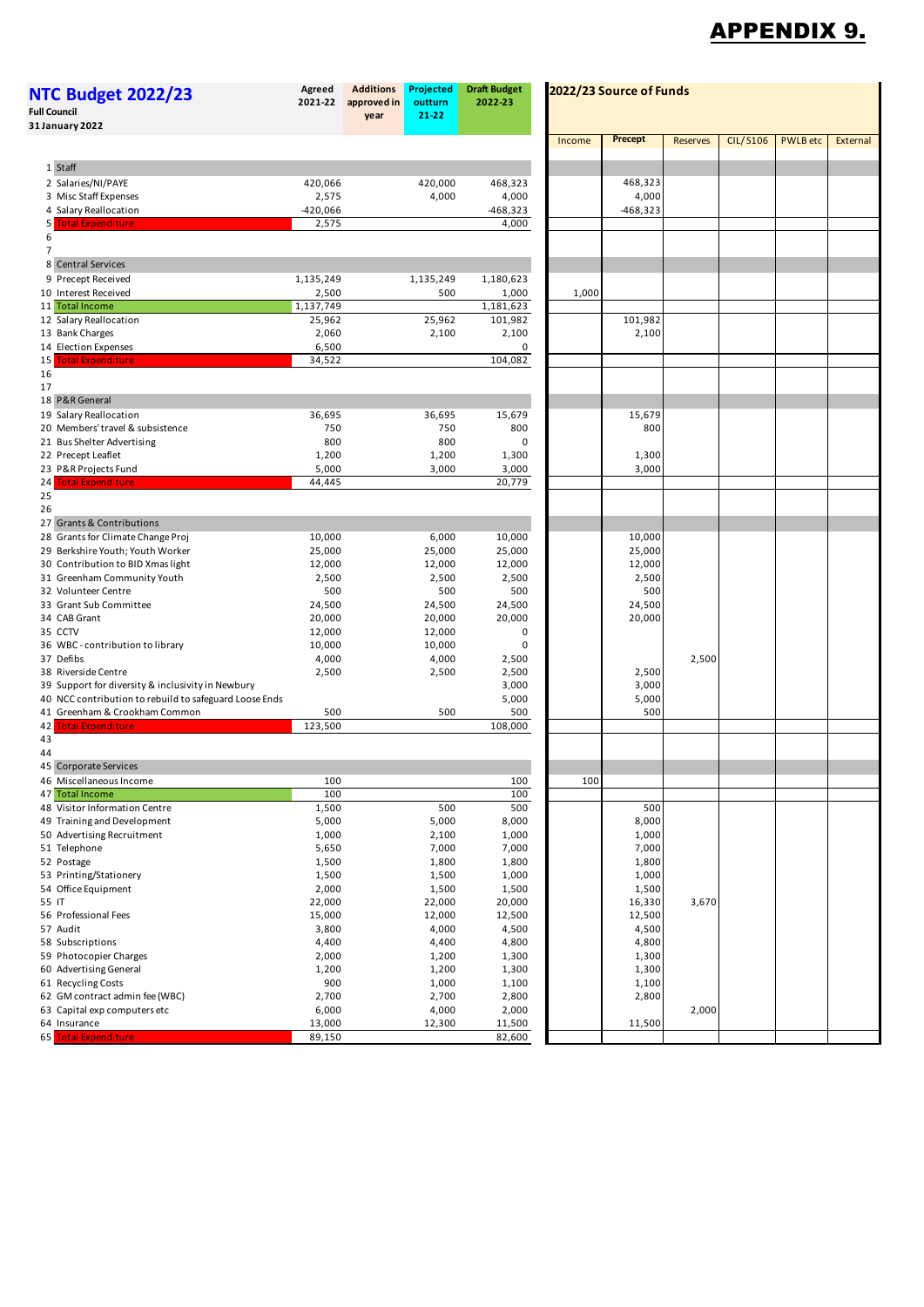# APPENDIX 9.

| NTC Budget 2022/23<br>Full Council<br>31 January 2022 | Agreed 2021-22 | Additions approved in year | Projected outturn 21-22 | Draft Budget 2022-23 | 2022/23 Source of Funds | | | | | |
|---|---|---|---|---|---|---|---|---|---|---|
| | | | | | Income | Precept | Reserves | CIL/S106 | PWLB etc | External |
| 1 Staff | | | | | | | | | | |
| 2 Salaries/NI/PAYE | 420,066 | | 420,000 | 468,323 | | 468,323 | | | | |
| 3 Misc Staff Expenses | 2,575 | | 4,000 | 4,000 | | 4,000 | | | | |
| 4 Salary Reallocation | -420,066 | | | -468,323 | | -468,323 | | | | |
| 5 Total Expenditure | 2,575 | | | 4,000 | | | | | | |
| 6 | | | | | | | | | | |
| 7 | | | | | | | | | | |
| 8 Central Services | | | | | | | | | | |
| 9 Precept Received | 1,135,249 | | 1,135,249 | 1,180,623 | | | | | | |
| 10 Interest Received | 2,500 | | 500 | 1,000 | 1,000 | | | | | |
| 11 Total Income | 1,137,749 | | | 1,181,623 | | | | | | |
| 12 Salary Reallocation | 25,962 | | 25,962 | 101,982 | | 101,982 | | | | |
| 13 Bank Charges | 2,060 | | 2,100 | 2,100 | | 2,100 | | | | |
| 14 Election Expenses | 6,500 | | | 0 | | | | | | |
| 15 Total Expenditure | 34,522 | | | 104,082 | | | | | | |
| 16 | | | | | | | | | | |
| 17 | | | | | | | | | | |
| 18 P&R General | | | | | | | | | | |
| 19 Salary Reallocation | 36,695 | | 36,695 | 15,679 | | 15,679 | | | | |
| 20 Members' travel & subsistence | 750 | | 750 | 800 | | 800 | | | | |
| 21 Bus Shelter Advertising | 800 | | 800 | 0 | | | | | | |
| 22 Precept Leaflet | 1,200 | | 1,200 | 1,300 | | 1,300 | | | | |
| 23 P&R Projects Fund | 5,000 | | 3,000 | 3,000 | | 3,000 | | | | |
| 24 Total Expenditure | 44,445 | | | 20,779 | | | | | | |
| 25 | | | | | | | | | | |
| 26 | | | | | | | | | | |
| 27 Grants & Contributions | | | | | | | | | | |
| 28 Grants for Climate Change Proj | 10,000 | | 6,000 | 10,000 | | 10,000 | | | | |
| 29 Berkshire Youth; Youth Worker | 25,000 | | 25,000 | 25,000 | | 25,000 | | | | |
| 30 Contribution to BID Xmas light | 12,000 | | 12,000 | 12,000 | | 12,000 | | | | |
| 31 Greenham Community Youth | 2,500 | | 2,500 | 2,500 | | 2,500 | | | | |
| 32 Volunteer Centre | 500 | | 500 | 500 | | 500 | | | | |
| 33 Grant Sub Committee | 24,500 | | 24,500 | 24,500 | | 24,500 | | | | |
| 34 CAB Grant | 20,000 | | 20,000 | 20,000 | | 20,000 | | | | |
| 35 CCTV | 12,000 | | 12,000 | 0 | | | | | | |
| 36 WBC - contribution to library | 10,000 | | 10,000 | 0 | | | | | | |
| 37 Defibs | 4,000 | | 4,000 | 2,500 | | | 2,500 | | | |
| 38 Riverside Centre | 2,500 | | 2,500 | 2,500 | | 2,500 | | | | |
| 39 Support for diversity & inclusivity in Newbury | | | | 3,000 | | 3,000 | | | | |
| 40 NCC contribution to rebuild to safeguard Loose Ends | | | | 5,000 | | 5,000 | | | | |
| 41 Greenham & Crookham Common | 500 | | 500 | 500 | | 500 | | | | |
| 42 Total Expenditure | 123,500 | | | 108,000 | | | | | | |
| 43 | | | | | | | | | | |
| 44 | | | | | | | | | | |
| 45 Corporate Services | | | | | | | | | | |
| 46 Miscellaneous Income | 100 | | | 100 | 100 | | | | | |
| 47 Total Income | 100 | | | 100 | | | | | | |
| 48 Visitor Information Centre | 1,500 | | 500 | 500 | | 500 | | | | |
| 49 Training and Development | 5,000 | | 5,000 | 8,000 | | 8,000 | | | | |
| 50 Advertising Recruitment | 1,000 | | 2,100 | 1,000 | | 1,000 | | | | |
| 51 Telephone | 5,650 | | 7,000 | 7,000 | | 7,000 | | | | |
| 52 Postage | 1,500 | | 1,800 | 1,800 | | 1,800 | | | | |
| 53 Printing/Stationery | 1,500 | | 1,500 | 1,000 | | 1,000 | | | | |
| 54 Office Equipment | 2,000 | | 1,500 | 1,500 | | 1,500 | | | | |
| 55 IT | 22,000 | | 22,000 | 20,000 | | 16,330 | 3,670 | | | |
| 56 Professional Fees | 15,000 | | 12,000 | 12,500 | | 12,500 | | | | |
| 57 Audit | 3,800 | | 4,000 | 4,500 | | 4,500 | | | | |
| 58 Subscriptions | 4,400 | | 4,400 | 4,800 | | 4,800 | | | | |
| 59 Photocopier Charges | 2,000 | | 1,200 | 1,300 | | 1,300 | | | | |
| 60 Advertising General | 1,200 | | 1,200 | 1,300 | | 1,300 | | | | |
| 61 Recycling Costs | 900 | | 1,000 | 1,100 | | 1,100 | | | | |
| 62 GM contract admin fee (WBC) | 2,700 | | 2,700 | 2,800 | | 2,800 | | | | |
| 63 Capital exp computers etc | 6,000 | | 4,000 | 2,000 | | | 2,000 | | | |
| 64 Insurance | 13,000 | | 12,300 | 11,500 | | 11,500 | | | | |
| 65 Total Expenditure | 89,150 | | | 82,600 | | | | | | |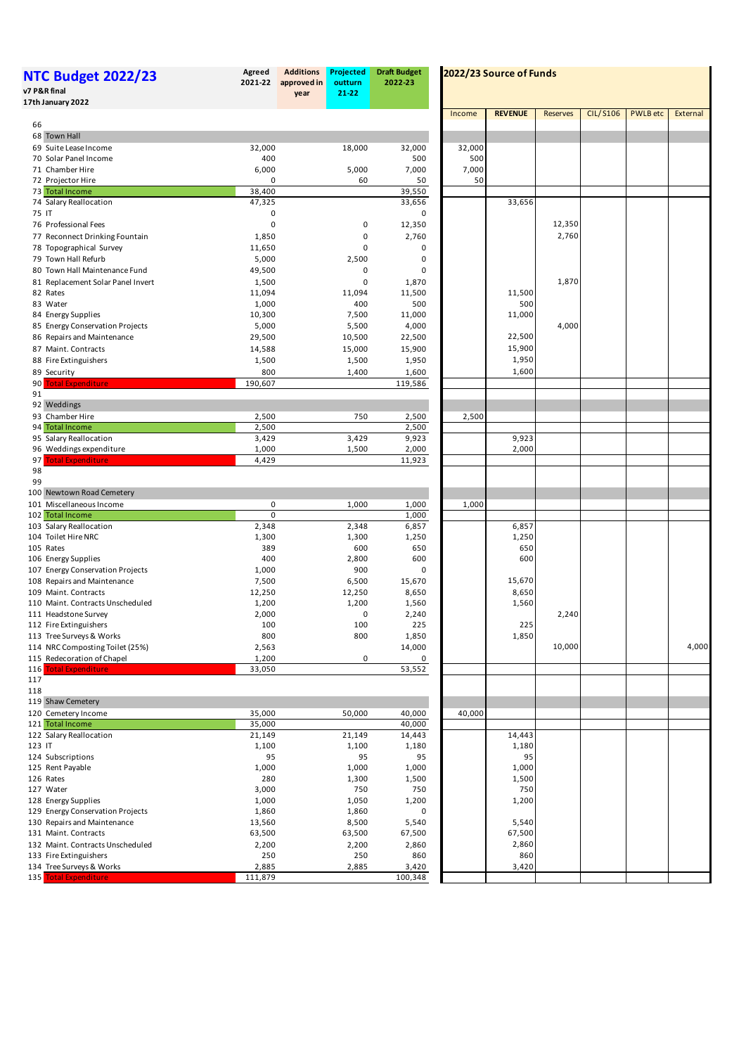# NTC Budget 2022/23

**v7 P&R final**
**17th January 2022**

| Row | Item | Agreed 2021-22 | Additions approved in year | Projected outturn 21-22 | Draft Budget 2022-23 | Income | REVENUE | Reserves | CIL/S106 | PWLB etc | External |
|---|---|---|---|---|---|---|---|---|---|---|---|
| 66 | | | | | | | | | | | |
| 68 | Town Hall | | | | | | | | | | |
| 69 | Suite Lease Income | 32,000 | | 18,000 | 32,000 | 32,000 | | | | | |
| 70 | Solar Panel Income | 400 | | | 500 | 500 | | | | | |
| 71 | Chamber Hire | 6,000 | | 5,000 | 7,000 | 7,000 | | | | | |
| 72 | Projector Hire | 0 | | 60 | 50 | 50 | | | | | |
| 73 | Total Income | 38,400 | | | 39,550 | | | | | | |
| 74 | Salary Reallocation | 47,325 | | | 33,656 | | 33,656 | | | | |
| 75 | IT | 0 | | | 0 | | | | | | |
| 76 | Professional Fees | 0 | | 0 | 12,350 | | | 12,350 | | | |
| 77 | Reconnect Drinking Fountain | 1,850 | | 0 | 2,760 | | | 2,760 | | | |
| 78 | Topographical Survey | 11,650 | | 0 | 0 | | | | | | |
| 79 | Town Hall Refurb | 5,000 | | 2,500 | 0 | | | | | | |
| 80 | Town Hall Maintenance Fund | 49,500 | | 0 | 0 | | | | | | |
| 81 | Replacement Solar Panel Invert | 1,500 | | 0 | 1,870 | | | 1,870 | | | |
| 82 | Rates | 11,094 | | 11,094 | 11,500 | | 11,500 | | | | |
| 83 | Water | 1,000 | | 400 | 500 | | 500 | | | | |
| 84 | Energy Supplies | 10,300 | | 7,500 | 11,000 | | 11,000 | | | | |
| 85 | Energy Conservation Projects | 5,000 | | 5,500 | 4,000 | | | 4,000 | | | |
| 86 | Repairs and Maintenance | 29,500 | | 10,500 | 22,500 | | 22,500 | | | | |
| 87 | Maint. Contracts | 14,588 | | 15,000 | 15,900 | | 15,900 | | | | |
| 88 | Fire Extinguishers | 1,500 | | 1,500 | 1,950 | | 1,950 | | | | |
| 89 | Security | 800 | | 1,400 | 1,600 | | 1,600 | | | | |
| 90 | Total Expenditure | 190,607 | | | 119,586 | | | | | | |
| 91 | | | | | | | | | | | |
| 92 | Weddings | | | | | | | | | | |
| 93 | Chamber Hire | 2,500 | | 750 | 2,500 | 2,500 | | | | | |
| 94 | Total Income | 2,500 | | | 2,500 | | | | | | |
| 95 | Salary Reallocation | 3,429 | | 3,429 | 9,923 | | 9,923 | | | | |
| 96 | Weddings expenditure | 1,000 | | 1,500 | 2,000 | | 2,000 | | | | |
| 97 | Total Expenditure | 4,429 | | | 11,923 | | | | | | |
| 98 | | | | | | | | | | | |
| 99 | | | | | | | | | | | |
| 100 | Newtown Road Cemetery | | | | | | | | | | |
| 101 | Miscellaneous Income | 0 | | 1,000 | 1,000 | 1,000 | | | | | |
| 102 | Total Income | 0 | | | 1,000 | | | | | | |
| 103 | Salary Reallocation | 2,348 | | 2,348 | 6,857 | | 6,857 | | | | |
| 104 | Toilet Hire NRC | 1,300 | | 1,300 | 1,250 | | 1,250 | | | | |
| 105 | Rates | 389 | | 600 | 650 | | 650 | | | | |
| 106 | Energy Supplies | 400 | | 2,800 | 600 | | 600 | | | | |
| 107 | Energy Conservation Projects | 1,000 | | 900 | 0 | | | | | | |
| 108 | Repairs and Maintenance | 7,500 | | 6,500 | 15,670 | | 15,670 | | | | |
| 109 | Maint. Contracts | 12,250 | | 12,250 | 8,650 | | 8,650 | | | | |
| 110 | Maint. Contracts Unscheduled | 1,200 | | 1,200 | 1,560 | | 1,560 | | | | |
| 111 | Headstone Survey | 2,000 | | 0 | 2,240 | | | 2,240 | | | |
| 112 | Fire Extinguishers | 100 | | 100 | 225 | | 225 | | | | |
| 113 | Tree Surveys & Works | 800 | | 800 | 1,850 | | 1,850 | | | | |
| 114 | NRC Composting Toilet (25%) | 2,563 | | | 14,000 | | | 10,000 | | | 4,000 |
| 115 | Redecoration of Chapel | 1,200 | | 0 | 0 | | | | | | |
| 116 | Total Expenditure | 33,050 | | | 53,552 | | | | | | |
| 117 | | | | | | | | | | | |
| 118 | | | | | | | | | | | |
| 119 | Shaw Cemetery | | | | | | | | | | |
| 120 | Cemetery Income | 35,000 | | 50,000 | 40,000 | 40,000 | | | | | |
| 121 | Total Income | 35,000 | | | 40,000 | | | | | | |
| 122 | Salary Reallocation | 21,149 | | 21,149 | 14,443 | | 14,443 | | | | |
| 123 | IT | 1,100 | | 1,100 | 1,180 | | 1,180 | | | | |
| 124 | Subscriptions | 95 | | 95 | 95 | | 95 | | | | |
| 125 | Rent Payable | 1,000 | | 1,000 | 1,000 | | 1,000 | | | | |
| 126 | Rates | 280 | | 1,300 | 1,500 | | 1,500 | | | | |
| 127 | Water | 3,000 | | 750 | 750 | | 750 | | | | |
| 128 | Energy Supplies | 1,000 | | 1,050 | 1,200 | | 1,200 | | | | |
| 129 | Energy Conservation Projects | 1,860 | | 1,860 | 0 | | | | | | |
| 130 | Repairs and Maintenance | 13,560 | | 8,500 | 5,540 | | 5,540 | | | | |
| 131 | Maint. Contracts | 63,500 | | 63,500 | 67,500 | | 67,500 | | | | |
| 132 | Maint. Contracts Unscheduled | 2,200 | | 2,200 | 2,860 | | 2,860 | | | | |
| 133 | Fire Extinguishers | 250 | | 250 | 860 | | 860 | | | | |
| 134 | Tree Surveys & Works | 2,885 | | 2,885 | 3,420 | | 3,420 | | | | |
| 135 | Total Expenditure | 111,879 | | | 100,348 | | | | | | |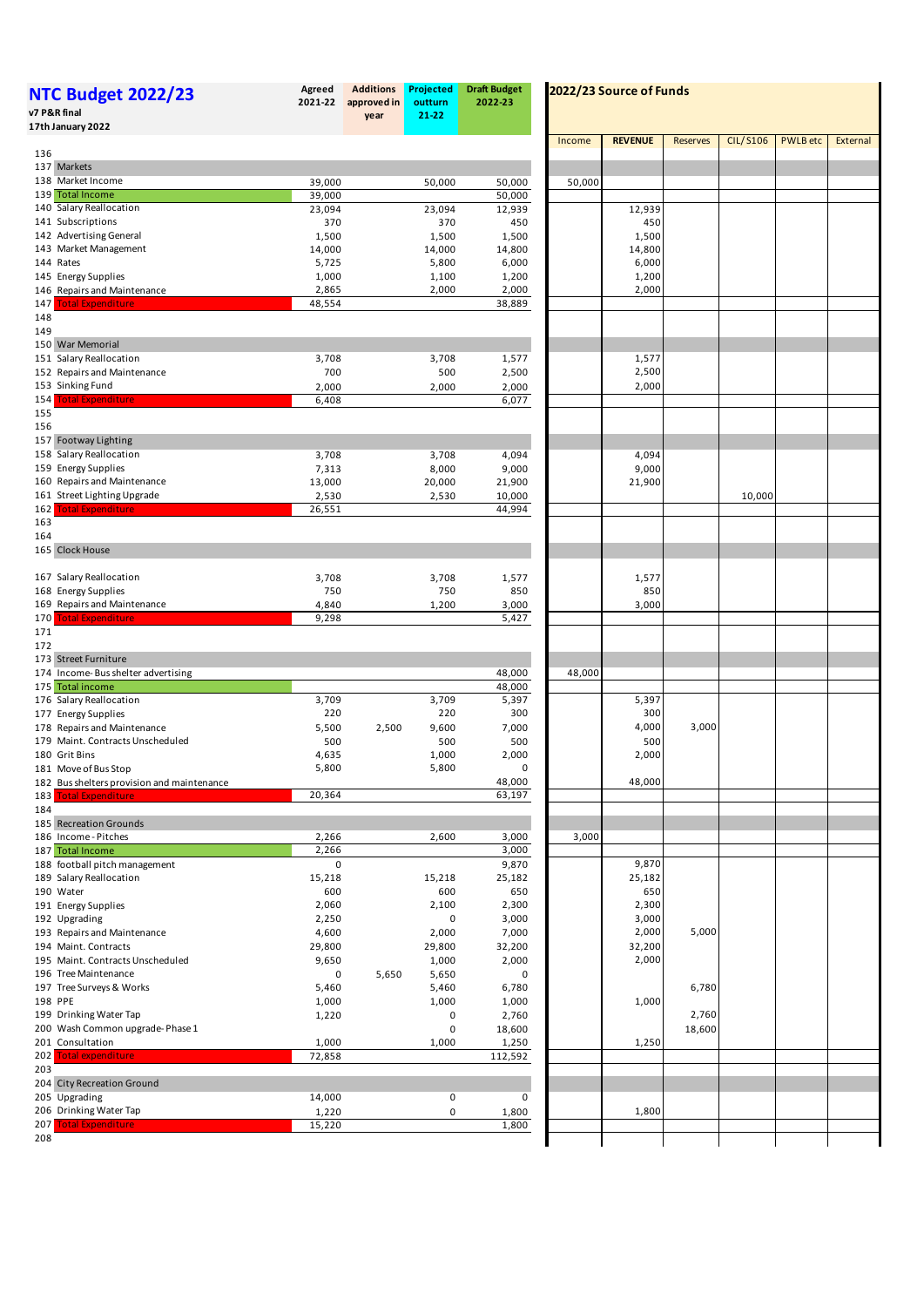# NTC Budget 2022/23

**v7 P&R final**
**17th January 2022**

| Row | Item | Agreed 2021-22 | Additions approved in year | Projected outturn 21-22 | Draft Budget 2022-23 | Income | REVENUE | Reserves | CIL/S106 | PWLB etc | External |
|---|---|---|---|---|---|---|---|---|---|---|---|
| 136 | | | | | | | | | | | |
| 137 | Markets | | | | | | | | | | |
| 138 | Market Income | 39,000 | | 50,000 | 50,000 | 50,000 | | | | | |
| 139 | Total Income | 39,000 | | | 50,000 | | | | | | |
| 140 | Salary Reallocation | 23,094 | | 23,094 | 12,939 | | 12,939 | | | | |
| 141 | Subscriptions | 370 | | 370 | 450 | | 450 | | | | |
| 142 | Advertising General | 1,500 | | 1,500 | 1,500 | | 1,500 | | | | |
| 143 | Market Management | 14,000 | | 14,000 | 14,800 | | 14,800 | | | | |
| 144 | Rates | 5,725 | | 5,800 | 6,000 | | 6,000 | | | | |
| 145 | Energy Supplies | 1,000 | | 1,100 | 1,200 | | 1,200 | | | | |
| 146 | Repairs and Maintenance | 2,865 | | 2,000 | 2,000 | | 2,000 | | | | |
| 147 | Total Expenditure | 48,554 | | | 38,889 | | | | | | |
| 148 | | | | | | | | | | | |
| 149 | | | | | | | | | | | |
| 150 | War Memorial | | | | | | | | | | |
| 151 | Salary Reallocation | 3,708 | | 3,708 | 1,577 | | 1,577 | | | | |
| 152 | Repairs and Maintenance | 700 | | 500 | 2,500 | | 2,500 | | | | |
| 153 | Sinking Fund | 2,000 | | 2,000 | 2,000 | | 2,000 | | | | |
| 154 | Total Expenditure | 6,408 | | | 6,077 | | | | | | |
| 155 | | | | | | | | | | | |
| 156 | | | | | | | | | | | |
| 157 | Footway Lighting | | | | | | | | | | |
| 158 | Salary Reallocation | 3,708 | | 3,708 | 4,094 | | 4,094 | | | | |
| 159 | Energy Supplies | 7,313 | | 8,000 | 9,000 | | 9,000 | | | | |
| 160 | Repairs and Maintenance | 13,000 | | 20,000 | 21,900 | | 21,900 | | | | |
| 161 | Street Lighting Upgrade | 2,530 | | 2,530 | 10,000 | | | | 10,000 | | |
| 162 | Total Expenditure | 26,551 | | | 44,994 | | | | | | |
| 163 | | | | | | | | | | | |
| 164 | | | | | | | | | | | |
| 165 | Clock House | | | | | | | | | | |
| 167 | Salary Reallocation | 3,708 | | 3,708 | 1,577 | | 1,577 | | | | |
| 168 | Energy Supplies | 750 | | 750 | 850 | | 850 | | | | |
| 169 | Repairs and Maintenance | 4,840 | | 1,200 | 3,000 | | 3,000 | | | | |
| 170 | Total Expenditure | 9,298 | | | 5,427 | | | | | | |
| 171 | | | | | | | | | | | |
| 172 | | | | | | | | | | | |
| 173 | Street Furniture | | | | | | | | | | |
| 174 | Income- Bus shelter advertising | | | | 48,000 | 48,000 | | | | | |
| 175 | Total income | | | | 48,000 | | | | | | |
| 176 | Salary Reallocation | 3,709 | | 3,709 | 5,397 | | 5,397 | | | | |
| 177 | Energy Supplies | 220 | | 220 | 300 | | 300 | | | | |
| 178 | Repairs and Maintenance | 5,500 | 2,500 | 9,600 | 7,000 | | 4,000 | 3,000 | | | |
| 179 | Maint. Contracts Unscheduled | 500 | | 500 | 500 | | 500 | | | | |
| 180 | Grit Bins | 4,635 | | 1,000 | 2,000 | | 2,000 | | | | |
| 181 | Move of Bus Stop | 5,800 | | 5,800 | 0 | | | | | | |
| 182 | Bus shelters provision and maintenance | | | | 48,000 | | 48,000 | | | | |
| 183 | Total Expenditure | 20,364 | | | 63,197 | | | | | | |
| 184 | | | | | | | | | | | |
| 185 | Recreation Grounds | | | | | | | | | | |
| 186 | Income - Pitches | 2,266 | | 2,600 | 3,000 | 3,000 | | | | | |
| 187 | Total Income | 2,266 | | | 3,000 | | | | | | |
| 188 | football pitch management | 0 | | | 9,870 | | 9,870 | | | | |
| 189 | Salary Reallocation | 15,218 | | 15,218 | 25,182 | | 25,182 | | | | |
| 190 | Water | 600 | | 600 | 650 | | 650 | | | | |
| 191 | Energy Supplies | 2,060 | | 2,100 | 2,300 | | 2,300 | | | | |
| 192 | Upgrading | 2,250 | | 0 | 3,000 | | 3,000 | | | | |
| 193 | Repairs and Maintenance | 4,600 | | 2,000 | 7,000 | | 2,000 | 5,000 | | | |
| 194 | Maint. Contracts | 29,800 | | 29,800 | 32,200 | | 32,200 | | | | |
| 195 | Maint. Contracts Unscheduled | 9,650 | | 1,000 | 2,000 | | 2,000 | | | | |
| 196 | Tree Maintenance | 0 | 5,650 | 5,650 | 0 | | | | | | |
| 197 | Tree Surveys & Works | 5,460 | | 5,460 | 6,780 | | | 6,780 | | | |
| 198 | PPE | 1,000 | | 1,000 | 1,000 | | 1,000 | | | | |
| 199 | Drinking Water Tap | 1,220 | | 0 | 2,760 | | | 2,760 | | | |
| 200 | Wash Common upgrade- Phase 1 | | | 0 | 18,600 | | | 18,600 | | | |
| 201 | Consultation | 1,000 | | 1,000 | 1,250 | | 1,250 | | | | |
| 202 | Total expenditure | 72,858 | | | 112,592 | | | | | | |
| 203 | | | | | | | | | | | |
| 204 | City Recreation Ground | | | | | | | | | | |
| 205 | Upgrading | 14,000 | | 0 | 0 | | | | | | |
| 206 | Drinking Water Tap | 1,220 | | 0 | 1,800 | | 1,800 | | | | |
| 207 | Total Expenditure | 15,220 | | | 1,800 | | | | | | |
| 208 | | | | | | | | | | | |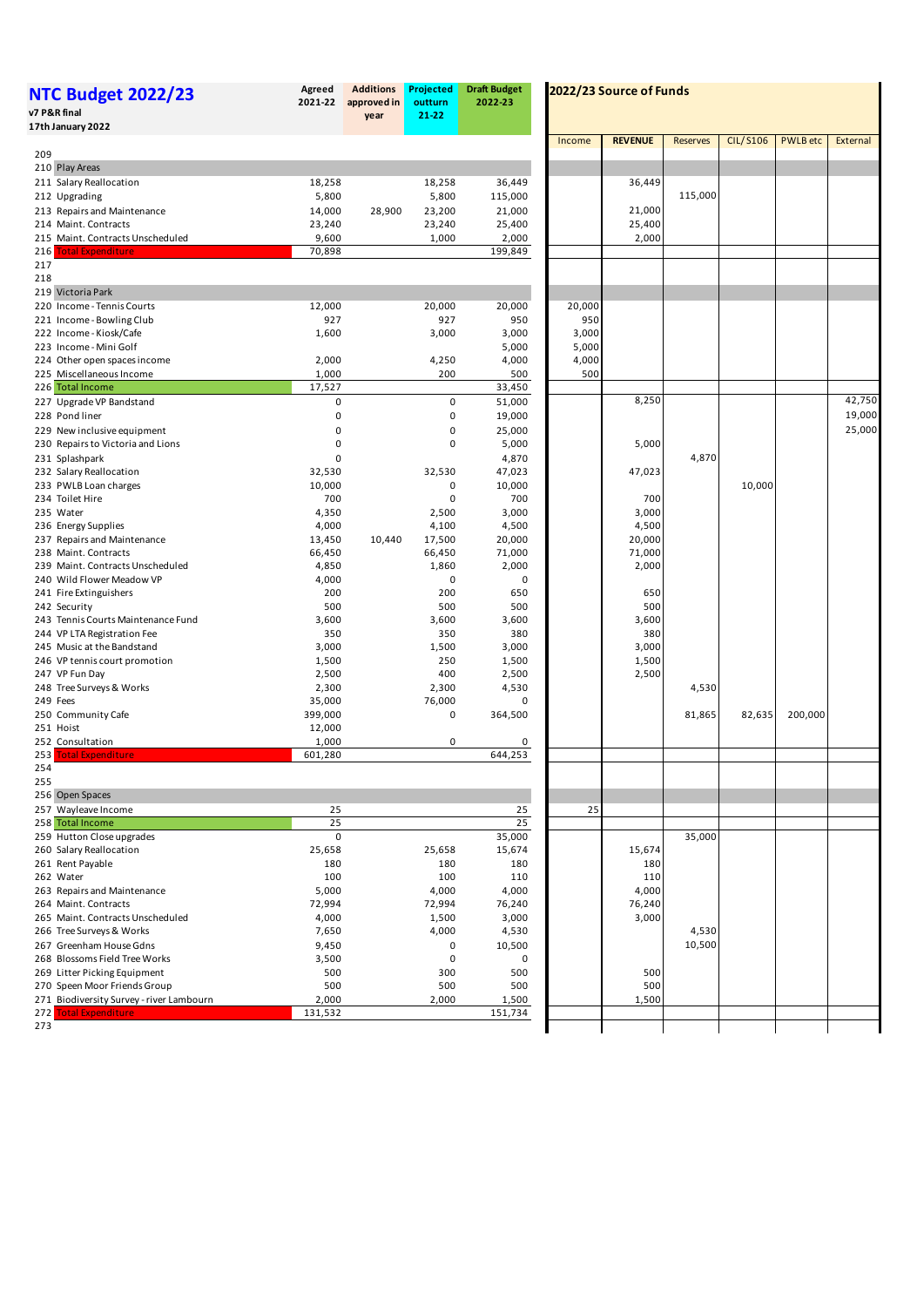# NTC Budget 2022/23

**v7 P&R final**
**17th January 2022**

| | Agreed 2021-22 | Additions approved in year | Projected outturn 21-22 | Draft Budget 2022-23 | Income | REVENUE | Reserves | CIL/S106 | PWLB etc | External |
|---|---|---|---|---|---|---|---|---|---|---|
| | | | | | **2022/23 Source of Funds** | | | | | |
| 209 | | | | | | | | | | |
| 210 Play Areas | | | | | | | | | | |
| 211 Salary Reallocation | 18,258 | | 18,258 | 36,449 | | 36,449 | | | | |
| 212 Upgrading | 5,800 | | 5,800 | 115,000 | | | 115,000 | | | |
| 213 Repairs and Maintenance | 14,000 | 28,900 | 23,200 | 21,000 | | 21,000 | | | | |
| 214 Maint. Contracts | 23,240 | | 23,240 | 25,400 | | 25,400 | | | | |
| 215 Maint. Contracts Unscheduled | 9,600 | | 1,000 | 2,000 | | 2,000 | | | | |
| 216 Total Expenditure | 70,898 | | | 199,849 | | | | | | |
| 217 | | | | | | | | | | |
| 218 | | | | | | | | | | |
| 219 Victoria Park | | | | | | | | | | |
| 220 Income - Tennis Courts | 12,000 | | 20,000 | 20,000 | 20,000 | | | | | |
| 221 Income - Bowling Club | 927 | | 927 | 950 | 950 | | | | | |
| 222 Income - Kiosk/Cafe | 1,600 | | 3,000 | 3,000 | 3,000 | | | | | |
| 223 Income - Mini Golf | | | | 5,000 | 5,000 | | | | | |
| 224 Other open spaces income | 2,000 | | 4,250 | 4,000 | 4,000 | | | | | |
| 225 Miscellaneous Income | 1,000 | | 200 | 500 | 500 | | | | | |
| 226 Total Income | 17,527 | | | 33,450 | | | | | | |
| 227 Upgrade VP Bandstand | 0 | | 0 | 51,000 | | 8,250 | | | | 42,750 |
| 228 Pond liner | 0 | | 0 | 19,000 | | | | | | 19,000 |
| 229 New inclusive equipment | 0 | | 0 | 25,000 | | | | | | 25,000 |
| 230 Repairs to Victoria and Lions | 0 | | 0 | 5,000 | | 5,000 | | | | |
| 231 Splashpark | 0 | | | 4,870 | | | 4,870 | | | |
| 232 Salary Reallocation | 32,530 | | 32,530 | 47,023 | | 47,023 | | | | |
| 233 PWLB Loan charges | 10,000 | | 0 | 10,000 | | | | 10,000 | | |
| 234 Toilet Hire | 700 | | 0 | 700 | | 700 | | | | |
| 235 Water | 4,350 | | 2,500 | 3,000 | | 3,000 | | | | |
| 236 Energy Supplies | 4,000 | | 4,100 | 4,500 | | 4,500 | | | | |
| 237 Repairs and Maintenance | 13,450 | 10,440 | 17,500 | 20,000 | | 20,000 | | | | |
| 238 Maint. Contracts | 66,450 | | 66,450 | 71,000 | | 71,000 | | | | |
| 239 Maint. Contracts Unscheduled | 4,850 | | 1,860 | 2,000 | | 2,000 | | | | |
| 240 Wild Flower Meadow VP | 4,000 | | 0 | 0 | | | | | | |
| 241 Fire Extinguishers | 200 | | 200 | 650 | | 650 | | | | |
| 242 Security | 500 | | 500 | 500 | | 500 | | | | |
| 243 Tennis Courts Maintenance Fund | 3,600 | | 3,600 | 3,600 | | 3,600 | | | | |
| 244 VP LTA Registration Fee | 350 | | 350 | 380 | | 380 | | | | |
| 245 Music at the Bandstand | 3,000 | | 1,500 | 3,000 | | 3,000 | | | | |
| 246 VP tennis court promotion | 1,500 | | 250 | 1,500 | | 1,500 | | | | |
| 247 VP Fun Day | 2,500 | | 400 | 2,500 | | 2,500 | | | | |
| 248 Tree Surveys & Works | 2,300 | | 2,300 | 4,530 | | | 4,530 | | | |
| 249 Fees | 35,000 | | 76,000 | 0 | | | | | | |
| 250 Community Cafe | 399,000 | | 0 | 364,500 | | | 81,865 | 82,635 | 200,000 | |
| 251 Hoist | 12,000 | | | | | | | | | |
| 252 Consultation | 1,000 | | 0 | 0 | | | | | | |
| 253 Total Expenditure | 601,280 | | | 644,253 | | | | | | |
| 254 | | | | | | | | | | |
| 255 | | | | | | | | | | |
| 256 Open Spaces | | | | | | | | | | |
| 257 Wayleave Income | 25 | | | 25 | 25 | | | | | |
| 258 Total Income | 25 | | | 25 | | | | | | |
| 259 Hutton Close upgrades | 0 | | | 35,000 | | | 35,000 | | | |
| 260 Salary Reallocation | 25,658 | | 25,658 | 15,674 | | 15,674 | | | | |
| 261 Rent Payable | 180 | | 180 | 180 | | 180 | | | | |
| 262 Water | 100 | | 100 | 110 | | 110 | | | | |
| 263 Repairs and Maintenance | 5,000 | | 4,000 | 4,000 | | 4,000 | | | | |
| 264 Maint. Contracts | 72,994 | | 72,994 | 76,240 | | 76,240 | | | | |
| 265 Maint. Contracts Unscheduled | 4,000 | | 1,500 | 3,000 | | 3,000 | | | | |
| 266 Tree Surveys & Works | 7,650 | | 4,000 | 4,530 | | | 4,530 | | | |
| 267 Greenham House Gdns | 9,450 | | 0 | 10,500 | | | 10,500 | | | |
| 268 Blossoms Field Tree Works | 3,500 | | 0 | 0 | | | | | | |
| 269 Litter Picking Equipment | 500 | | 300 | 500 | | 500 | | | | |
| 270 Speen Moor Friends Group | 500 | | 500 | 500 | | 500 | | | | |
| 271 Biodiversity Survey - river Lambourn | 2,000 | | 2,000 | 1,500 | | 1,500 | | | | |
| 272 Total Expenditure | 131,532 | | | 151,734 | | | | | | |
| 273 | | | | | | | | | | |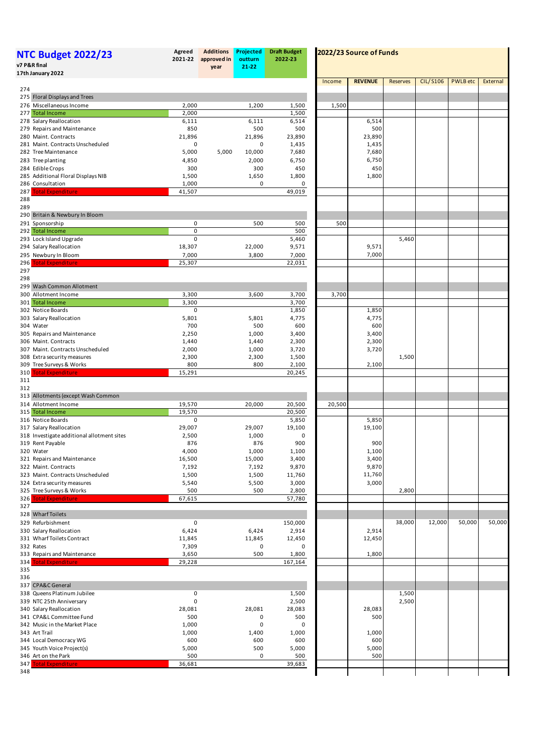# NTC Budget 2022/23

v7 P&R final

17th January 2022

| Row | Item | Agreed 2021-22 | Additions approved in year | Projected outturn 21-22 | Draft Budget 2022-23 | Income | REVENUE | Reserves | CIL/S106 | PWLB etc | External |
|---|---|---|---|---|---|---|---|---|---|---|---|
| 274 | | | | | | | | | | | |
| 275 | Floral Displays and Trees | | | | | | | | | | |
| 276 | Miscellaneous Income | 2,000 | | 1,200 | 1,500 | 1,500 | | | | | |
| 277 | Total Income | 2,000 | | | 1,500 | | | | | | |
| 278 | Salary Reallocation | 6,111 | | 6,111 | 6,514 | | 6,514 | | | | |
| 279 | Repairs and Maintenance | 850 | | 500 | 500 | | 500 | | | | |
| 280 | Maint. Contracts | 21,896 | | 21,896 | 23,890 | | 23,890 | | | | |
| 281 | Maint. Contracts Unscheduled | 0 | | 0 | 1,435 | | 1,435 | | | | |
| 282 | Tree Maintenance | 5,000 | 5,000 | 10,000 | 7,680 | | 7,680 | | | | |
| 283 | Tree planting | 4,850 | | 2,000 | 6,750 | | 6,750 | | | | |
| 284 | Edible Crops | 300 | | 300 | 450 | | 450 | | | | |
| 285 | Additional Floral Displays NIB | 1,500 | | 1,650 | 1,800 | | 1,800 | | | | |
| 286 | Consultation | 1,000 | | 0 | 0 | | | | | | |
| 287 | Total Expenditure | 41,507 | | | 49,019 | | | | | | |
| 288 | | | | | | | | | | | |
| 289 | | | | | | | | | | | |
| 290 | Britain & Newbury In Bloom | | | | | | | | | | |
| 291 | Sponsorship | 0 | | 500 | 500 | 500 | | | | | |
| 292 | Total Income | 0 | | | 500 | | | | | | |
| 293 | Lock Island Upgrade | 0 | | | 5,460 | | | 5,460 | | | |
| 294 | Salary Reallocation | 18,307 | | 22,000 | 9,571 | | 9,571 | | | | |
| 295 | Newbury In Bloom | 7,000 | | 3,800 | 7,000 | | 7,000 | | | | |
| 296 | Total Expenditure | 25,307 | | | 22,031 | | | | | | |
| 297 | | | | | | | | | | | |
| 298 | | | | | | | | | | | |
| 299 | Wash Common Allotment | | | | | | | | | | |
| 300 | Allotment Income | 3,300 | | 3,600 | 3,700 | 3,700 | | | | | |
| 301 | Total Income | 3,300 | | | 3,700 | | | | | | |
| 302 | Notice Boards | 0 | | | 1,850 | | 1,850 | | | | |
| 303 | Salary Reallocation | 5,801 | | 5,801 | 4,775 | | 4,775 | | | | |
| 304 | Water | 700 | | 500 | 600 | | 600 | | | | |
| 305 | Repairs and Maintenance | 2,250 | | 1,000 | 3,400 | | 3,400 | | | | |
| 306 | Maint. Contracts | 1,440 | | 1,440 | 2,300 | | 2,300 | | | | |
| 307 | Maint. Contracts Unscheduled | 2,000 | | 1,000 | 3,720 | | 3,720 | | | | |
| 308 | Extra security measures | 2,300 | | 2,300 | 1,500 | | | 1,500 | | | |
| 309 | Tree Surveys & Works | 800 | | 800 | 2,100 | | 2,100 | | | | |
| 310 | Total Expenditure | 15,291 | | | 20,245 | | | | | | |
| 311 | | | | | | | | | | | |
| 312 | | | | | | | | | | | |
| 313 | Allotments (except Wash Common | | | | | | | | | | |
| 314 | Allotment Income | 19,570 | | 20,000 | 20,500 | 20,500 | | | | | |
| 315 | Total Income | 19,570 | | | 20,500 | | | | | | |
| 316 | Notice Boards | 0 | | | 5,850 | | 5,850 | | | | |
| 317 | Salary Reallocation | 29,007 | | 29,007 | 19,100 | | 19,100 | | | | |
| 318 | Investigate additional allotment sites | 2,500 | | 1,000 | 0 | | | | | | |
| 319 | Rent Payable | 876 | | 876 | 900 | | 900 | | | | |
| 320 | Water | 4,000 | | 1,000 | 1,100 | | 1,100 | | | | |
| 321 | Repairs and Maintenance | 16,500 | | 15,000 | 3,400 | | 3,400 | | | | |
| 322 | Maint. Contracts | 7,192 | | 7,192 | 9,870 | | 9,870 | | | | |
| 323 | Maint. Contracts Unscheduled | 1,500 | | 1,500 | 11,760 | | 11,760 | | | | |
| 324 | Extra security measures | 5,540 | | 5,500 | 3,000 | | 3,000 | | | | |
| 325 | Tree Surveys & Works | 500 | | 500 | 2,800 | | | 2,800 | | | |
| 326 | Total Expenditure | 67,615 | | | 57,780 | | | | | | |
| 327 | | | | | | | | | | | |
| 328 | Wharf Toilets | | | | | | | | | | |
| 329 | Refurbishment | 0 | | | 150,000 | | | 38,000 | 12,000 | 50,000 | 50,000 |
| 330 | Salary Reallocation | 6,424 | | 6,424 | 2,914 | | 2,914 | | | | |
| 331 | Wharf Toilets Contract | 11,845 | | 11,845 | 12,450 | | 12,450 | | | | |
| 332 | Rates | 7,309 | | 0 | 0 | | | | | | |
| 333 | Repairs and Maintenance | 3,650 | | 500 | 1,800 | | 1,800 | | | | |
| 334 | Total Expenditure | 29,228 | | | 167,164 | | | | | | |
| 335 | | | | | | | | | | | |
| 336 | | | | | | | | | | | |
| 337 | CPA&C General | | | | | | | | | | |
| 338 | Queens Platinum Jubilee | 0 | | | 1,500 | | | 1,500 | | | |
| 339 | NTC 25th Anniversary | 0 | | | 2,500 | | | 2,500 | | | |
| 340 | Salary Reallocation | 28,081 | | 28,081 | 28,083 | | 28,083 | | | | |
| 341 | CPA&L Committee Fund | 500 | | 0 | 500 | | 500 | | | | |
| 342 | Music in the Market Place | 1,000 | | 0 | 0 | | | | | | |
| 343 | Art Trail | 1,000 | | 1,400 | 1,000 | | 1,000 | | | | |
| 344 | Local Democracy WG | 600 | | 600 | 600 | | 600 | | | | |
| 345 | Youth Voice Project(s) | 5,000 | | 500 | 5,000 | | 5,000 | | | | |
| 346 | Art on the Park | 500 | | 0 | 500 | | 500 | | | | |
| 347 | Total Expenditure | 36,681 | | | 39,683 | | | | | | |
| 348 | | | | | | | | | | | |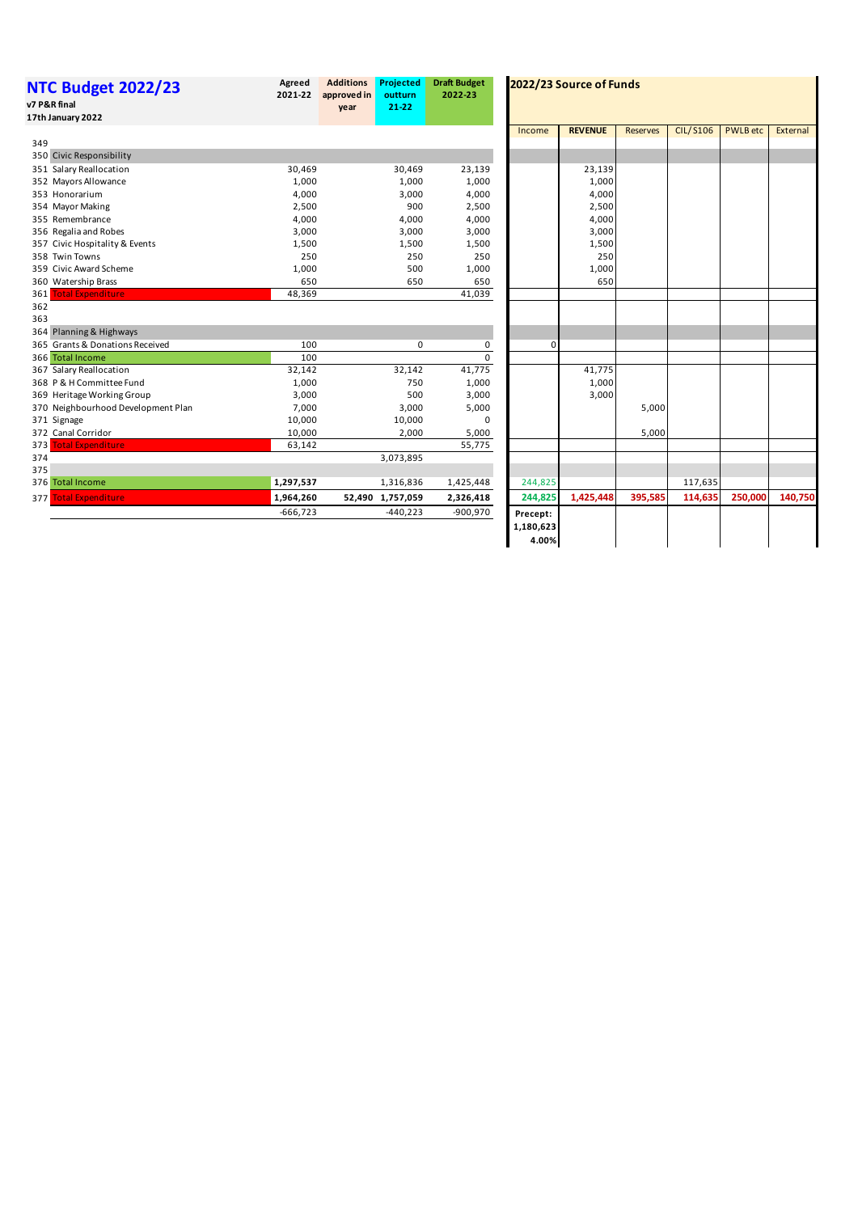# NTC Budget 2022/23

**v7 P&R final**

**17th January 2022**

| | | Agreed 2021-22 | Additions approved in year | Projected outturn 21-22 | Draft Budget 2022-23 | Income | REVENUE | Reserves | CIL/S106 | PWLB etc | External |
|---|---|---|---|---|---|---|---|---|---|---|---|
| 349 | | | | | | | | | | | |
| 350 | Civic Responsibility | | | | | | | | | | |
| 351 | Salary Reallocation | 30,469 | | 30,469 | 23,139 | | 23,139 | | | | |
| 352 | Mayors Allowance | 1,000 | | 1,000 | 1,000 | | 1,000 | | | | |
| 353 | Honorarium | 4,000 | | 3,000 | 4,000 | | 4,000 | | | | |
| 354 | Mayor Making | 2,500 | | 900 | 2,500 | | 2,500 | | | | |
| 355 | Remembrance | 4,000 | | 4,000 | 4,000 | | 4,000 | | | | |
| 356 | Regalia and Robes | 3,000 | | 3,000 | 3,000 | | 3,000 | | | | |
| 357 | Civic Hospitality & Events | 1,500 | | 1,500 | 1,500 | | 1,500 | | | | |
| 358 | Twin Towns | 250 | | 250 | 250 | | 250 | | | | |
| 359 | Civic Award Scheme | 1,000 | | 500 | 1,000 | | 1,000 | | | | |
| 360 | Watership Brass | 650 | | 650 | 650 | | 650 | | | | |
| 361 | Total Expenditure | 48,369 | | | 41,039 | | | | | | |
| 362 | | | | | | | | | | | |
| 363 | | | | | | | | | | | |
| 364 | Planning & Highways | | | | | | | | | | |
| 365 | Grants & Donations Received | 100 | | 0 | 0 | 0 | | | | | |
| 366 | Total Income | 100 | | | 0 | | | | | | |
| 367 | Salary Reallocation | 32,142 | | 32,142 | 41,775 | | 41,775 | | | | |
| 368 | P & H Committee Fund | 1,000 | | 750 | 1,000 | | 1,000 | | | | |
| 369 | Heritage Working Group | 3,000 | | 500 | 3,000 | | 3,000 | | | | |
| 370 | Neighbourhood Development Plan | 7,000 | | 3,000 | 5,000 | | | 5,000 | | | |
| 371 | Signage | 10,000 | | 10,000 | 0 | | | | | | |
| 372 | Canal Corridor | 10,000 | | 2,000 | 5,000 | | | 5,000 | | | |
| 373 | Total Expenditure | 63,142 | | | 55,775 | | | | | | |
| 374 | | | | 3,073,895 | | | | | | | |
| 375 | | | | | | | | | | | |
| 376 | Total Income | 1,297,537 | | 1,316,836 | 1,425,448 | 244,825 | | | 117,635 | | |
| 377 | Total Expenditure | 1,964,260 | 52,490 | 1,757,059 | 2,326,418 | 244,825 | 1,425,448 | 395,585 | 114,635 | 250,000 | 140,750 |
| | | -666,723 | | -440,223 | -900,970 | Precept: 1,180,623 4.00% | | | | | |

**2022/23 Source of Funds** (columns Income – External)